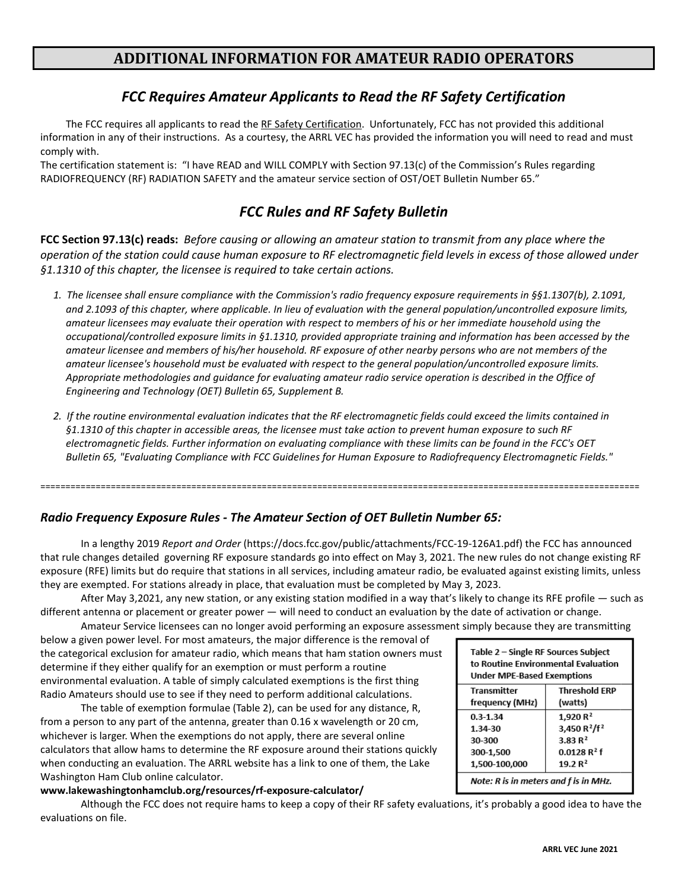# ADDITIONAL INFORMATION FOR AMATEUR RADIO OPERATORS

## *FCC Requires Amateur Applicants to Read the RF Safety Certification*

The FCC requires all applicants to read the RF Safety Certification. Unfortunately, FCC has not provided this additional information in any of their instructions. As a courtesy, the ARRL VEC has provided the information you will need to read and must comply with.

The certification statement is: "I have READ and WILL COMPLY with Section 97.13(c) of the Commission's Rules regarding RADIOFREQUENCY (RF) RADIATION SAFETY and the amateur service section of OST/OET Bulletin Number 65."

## *FCC Rules and RF Safety Bulletin*

**FCC Section 97.13(c) reads:** *Before causing or allowing an amateur station to transmit from any place where the operation of the station could cause human exposure to RF electromagnetic field levels in excess of those allowed under §1.1310 of this chapter, the licensee is required to take certain actions.*

1. *The licensee shall ensure compliance with the Commission's radio frequency exposure requirements in §§1.1307(b), 2.1091, and 2.1093 of this chapter, where applicable. In lieu of evaluation with the general population/uncontrolled exposure limits, amateur licensees may evaluate their operation with respect to members of his or her immediate household using the occupational/controlled exposure limits in §1.1310, provided appropriate training and information has been accessed by the amateur licensee and members of his/her household. RF exposure of other nearby persons who are not members of the amateur licensee's household must be evaluated with respect to the general population/uncontrolled exposure limits. Appropriate methodologies and guidance for evaluating amateur radio service operation is described in the Office of Engineering and Technology (OET) Bulletin 65, Supplement B.*

2. *If the routine environmental evaluation indicates that the RF electromagnetic fields could exceed the limits contained in §1.1310 of this chapter in accessible areas, the licensee must take action to prevent human exposure to such RF electromagnetic fields. Further information on evaluating compliance with these limits can be found in the FCC's OET Bulletin 65, "Evaluating Compliance with FCC Guidelines for Human Exposure to Radiofrequency Electromagnetic Fields."*

---

### *Radio Frequency Exposure Rules - The Amateur Section of OET Bulletin Number 65:*

In a lengthy 2019 *Report and Order* (https://docs.fcc.gov/public/attachments/FCC-19-126A1.pdf) the FCC has announced that rule changes detailed governing RF exposure standards go into effect on May 3, 2021. The new rules do not change existing RF exposure (RFE) limits but do require that stations in all services, including amateur radio, be evaluated against existing limits, unless they are exempted. For stations already in place, that evaluation must be completed by May 3, 2023.

After May 3,2021, any new station, or any existing station modified in a way that's likely to change its RFE profile — such as different antenna or placement or greater power — will need to conduct an evaluation by the date of activation or change.

Amateur Service licensees can no longer avoid performing an exposure assessment simply because they are transmitting below a given power level. For most amateurs, the major difference is the removal of the categorical exclusion for amateur radio, which means that ham station owners must determine if they either qualify for an exemption or must perform a routine environmental evaluation. A table of simply calculated exemptions is the first thing Radio Amateurs should use to see if they need to perform additional calculations.

The table of exemption formulae (Table 2), can be used for any distance, R, from a person to any part of the antenna, greater than 0.16 x wavelength or 20 cm, whichever is larger. When the exemptions do not apply, there are several online calculators that allow hams to determine the RF exposure around their stations quickly when conducting an evaluation. The ARRL website has a link to one of them, the Lake Washington Ham Club online calculator.

**www.lakewashingtonhamclub.org/resources/rf-exposure-calculator/**

Table 2 – Single RF Sources Subject to Routine Environmental Evaluation Under MPE-Based Exemptions

| Transmitter frequency (MHz) | Threshold ERP (watts) |
|---|---|
| 0.3-1.34 | $1{,}920\ R^2$ |
| 1.34-30 | $3{,}450\ R^2/f^2$ |
| 30-300 | $3.83\ R^2$ |
| 300-1,500 | $0.0128\ R^2 f$ |
| 1,500-100,000 | $19.2\ R^2$ |

*Note: R is in meters and f is in MHz.*

Although the FCC does not require hams to keep a copy of their RF safety evaluations, it's probably a good idea to have the evaluations on file.

ARRL VEC June 2021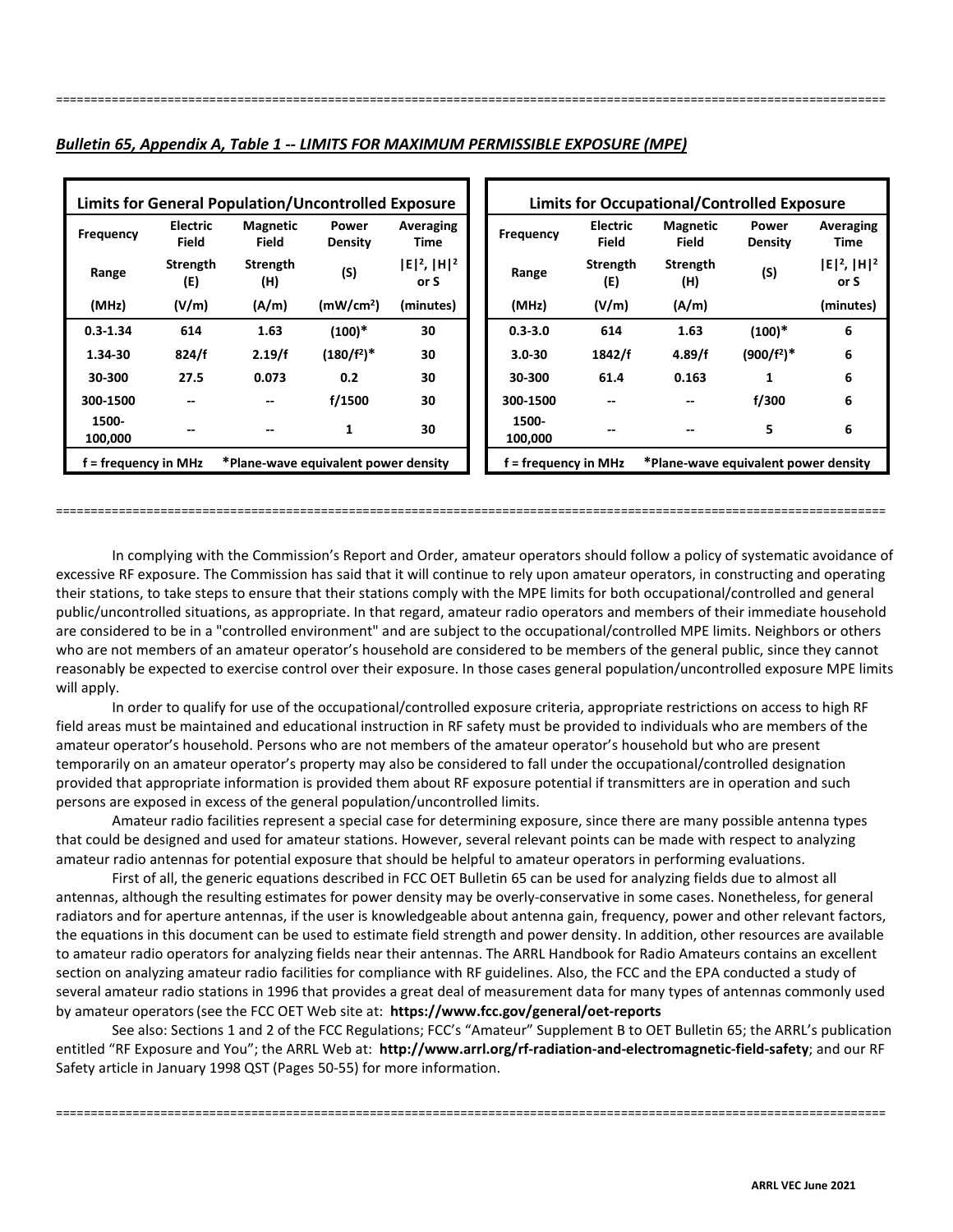*Bulletin 65, Appendix A, Table 1 -- LIMITS FOR MAXIMUM PERMISSIBLE EXPOSURE (MPE)*

| Limits for General Population/Uncontrolled Exposure | | | | |
|---|---|---|---|---|
| **Frequency Range (MHz)** | **Electric Field Strength (E) (V/m)** | **Magnetic Field Strength (H) (A/m)** | **Power Density (S) (mW/cm$^2$)** | **Averaging Time $\|E\|^2$, $\|H\|^2$ or S (minutes)** |
| 0.3-1.34 | 614 | 1.63 | (100)* | 30 |
| 1.34-30 | 824/f | 2.19/f | (180/f$^2$)* | 30 |
| 30-300 | 27.5 | 0.073 | 0.2 | 30 |
| 300-1500 | -- | -- | f/1500 | 30 |
| 1500-100,000 | -- | -- | 1 | 30 |
| f = frequency in MHz | *Plane-wave equivalent power density | | | |

| Limits for Occupational/Controlled Exposure | | | | |
|---|---|---|---|---|
| **Frequency Range (MHz)** | **Electric Field Strength (E) (V/m)** | **Magnetic Field Strength (H) (A/m)** | **Power Density (S)** | **Averaging Time $\|E\|^2$, $\|H\|^2$ or S (minutes)** |
| 0.3-3.0 | 614 | 1.63 | (100)* | 6 |
| 3.0-30 | 1842/f | 4.89/f | (900/f$^2$)* | 6 |
| 30-300 | 61.4 | 0.163 | 1 | 6 |
| 300-1500 | -- | -- | f/300 | 6 |
| 1500-100,000 | -- | -- | 5 | 6 |
| f = frequency in MHz | *Plane-wave equivalent power density | | | |

In complying with the Commission's Report and Order, amateur operators should follow a policy of systematic avoidance of excessive RF exposure. The Commission has said that it will continue to rely upon amateur operators, in constructing and operating their stations, to take steps to ensure that their stations comply with the MPE limits for both occupational/controlled and general public/uncontrolled situations, as appropriate. In that regard, amateur radio operators and members of their immediate household are considered to be in a "controlled environment" and are subject to the occupational/controlled MPE limits. Neighbors or others who are not members of an amateur operator's household are considered to be members of the general public, since they cannot reasonably be expected to exercise control over their exposure. In those cases general population/uncontrolled exposure MPE limits will apply.

In order to qualify for use of the occupational/controlled exposure criteria, appropriate restrictions on access to high RF field areas must be maintained and educational instruction in RF safety must be provided to individuals who are members of the amateur operator's household. Persons who are not members of the amateur operator's household but who are present temporarily on an amateur operator's property may also be considered to fall under the occupational/controlled designation provided that appropriate information is provided them about RF exposure potential if transmitters are in operation and such persons are exposed in excess of the general population/uncontrolled limits.

Amateur radio facilities represent a special case for determining exposure, since there are many possible antenna types that could be designed and used for amateur stations. However, several relevant points can be made with respect to analyzing amateur radio antennas for potential exposure that should be helpful to amateur operators in performing evaluations.

First of all, the generic equations described in FCC OET Bulletin 65 can be used for analyzing fields due to almost all antennas, although the resulting estimates for power density may be overly-conservative in some cases. Nonetheless, for general radiators and for aperture antennas, if the user is knowledgeable about antenna gain, frequency, power and other relevant factors, the equations in this document can be used to estimate field strength and power density. In addition, other resources are available to amateur radio operators for analyzing fields near their antennas. The ARRL Handbook for Radio Amateurs contains an excellent section on analyzing amateur radio facilities for compliance with RF guidelines. Also, the FCC and the EPA conducted a study of several amateur radio stations in 1996 that provides a great deal of measurement data for many types of antennas commonly used by amateur operators (see the FCC OET Web site at: **https://www.fcc.gov/general/oet-reports**

See also: Sections 1 and 2 of the FCC Regulations; FCC's "Amateur" Supplement B to OET Bulletin 65; the ARRL's publication entitled "RF Exposure and You"; the ARRL Web at: **http://www.arrl.org/rf-radiation-and-electromagnetic-field-safety**; and our RF Safety article in January 1998 QST (Pages 50-55) for more information.